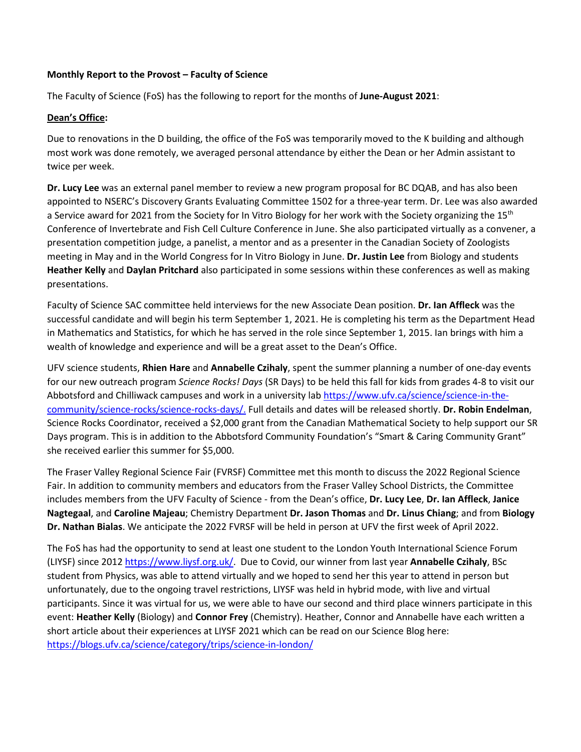**Monthly Report to the Provost – Faculty of Science**

The Faculty of Science (FoS) has the following to report for the months of **June-August 2021**:

**Dean's Office:**

Due to renovations in the D building, the office of the FoS was temporarily moved to the K building and although most work was done remotely, we averaged personal attendance by either the Dean or her Admin assistant to twice per week.

**Dr. Lucy Lee** was an external panel member to review a new program proposal for BC DQAB, and has also been appointed to NSERC's Discovery Grants Evaluating Committee 1502 for a three-year term. Dr. Lee was also awarded a Service award for 2021 from the Society for In Vitro Biology for her work with the Society organizing the 15th Conference of Invertebrate and Fish Cell Culture Conference in June. She also participated virtually as a convener, a presentation competition judge, a panelist, a mentor and as a presenter in the Canadian Society of Zoologists meeting in May and in the World Congress for In Vitro Biology in June. **Dr. Justin Lee** from Biology and students **Heather Kelly** and **Daylan Pritchard** also participated in some sessions within these conferences as well as making presentations.

Faculty of Science SAC committee held interviews for the new Associate Dean position. **Dr. Ian Affleck** was the successful candidate and will begin his term September 1, 2021. He is completing his term as the Department Head in Mathematics and Statistics, for which he has served in the role since September 1, 2015. Ian brings with him a wealth of knowledge and experience and will be a great asset to the Dean's Office.

UFV science students, **Rhien Hare** and **Annabelle Czihaly**, spent the summer planning a number of one-day events for our new outreach program *Science Rocks! Days* (SR Days) to be held this fall for kids from grades 4-8 to visit our Abbotsford and Chilliwack campuses and work in a university lab https://www.ufv.ca/science/science-in-the-community/science-rocks/science-rocks-days/. Full details and dates will be released shortly. **Dr. Robin Endelman**, Science Rocks Coordinator, received a $2,000 grant from the Canadian Mathematical Society to help support our SR Days program. This is in addition to the Abbotsford Community Foundation's "Smart & Caring Community Grant" she received earlier this summer for $5,000.

The Fraser Valley Regional Science Fair (FVRSF) Committee met this month to discuss the 2022 Regional Science Fair. In addition to community members and educators from the Fraser Valley School Districts, the Committee includes members from the UFV Faculty of Science - from the Dean's office, **Dr. Lucy Lee**, **Dr. Ian Affleck**, **Janice Nagtegaal**, and **Caroline Majeau**; Chemistry Department **Dr. Jason Thomas** and **Dr. Linus Chiang**; and from **Biology Dr. Nathan Bialas**. We anticipate the 2022 FVRSF will be held in person at UFV the first week of April 2022.

The FoS has had the opportunity to send at least one student to the London Youth International Science Forum (LIYSF) since 2012 https://www.liysf.org.uk/. Due to Covid, our winner from last year **Annabelle Czihaly**, BSc student from Physics, was able to attend virtually and we hoped to send her this year to attend in person but unfortunately, due to the ongoing travel restrictions, LIYSF was held in hybrid mode, with live and virtual participants. Since it was virtual for us, we were able to have our second and third place winners participate in this event: **Heather Kelly** (Biology) and **Connor Frey** (Chemistry). Heather, Connor and Annabelle have each written a short article about their experiences at LIYSF 2021 which can be read on our Science Blog here: https://blogs.ufv.ca/science/category/trips/science-in-london/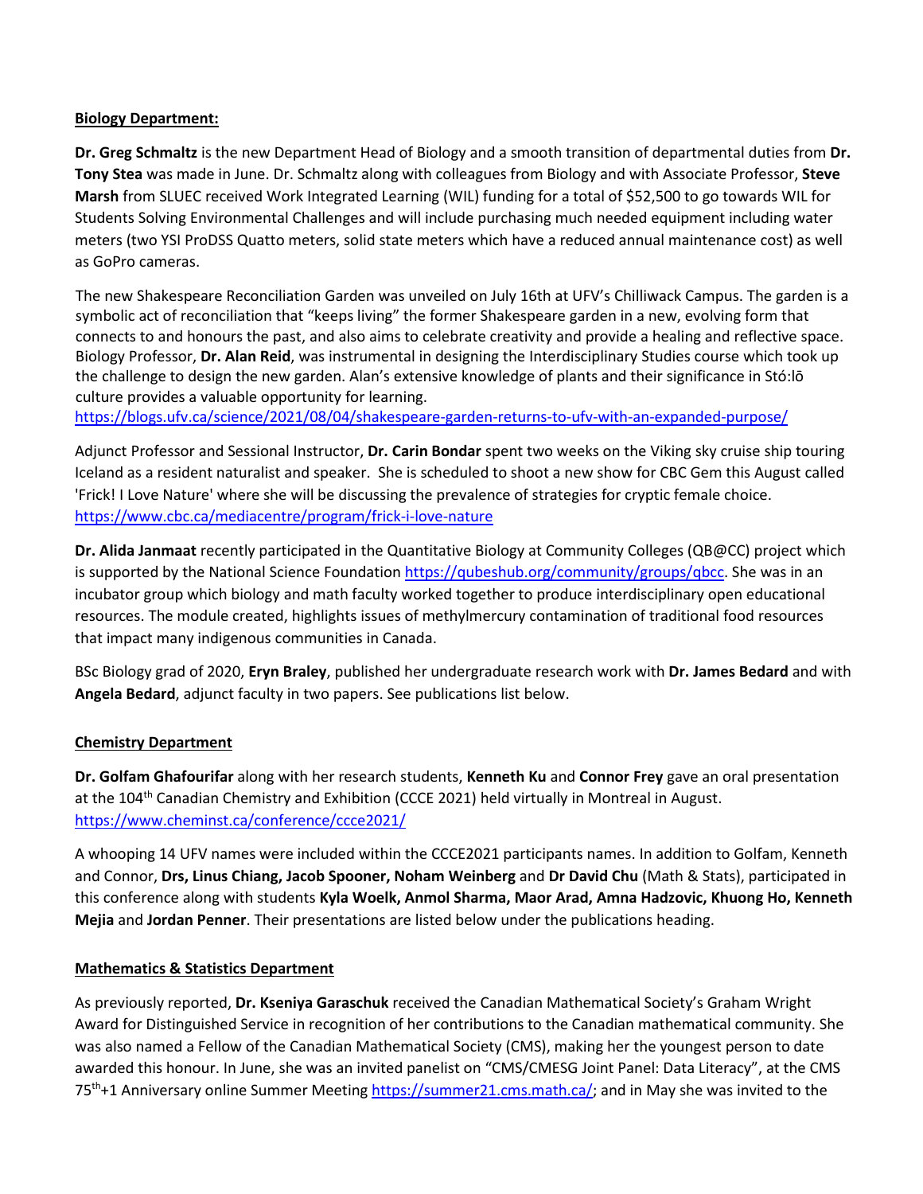**Biology Department:**

**Dr. Greg Schmaltz** is the new Department Head of Biology and a smooth transition of departmental duties from **Dr. Tony Stea** was made in June. Dr. Schmaltz along with colleagues from Biology and with Associate Professor, **Steve Marsh** from SLUEC received Work Integrated Learning (WIL) funding for a total of $52,500 to go towards WIL for Students Solving Environmental Challenges and will include purchasing much needed equipment including water meters (two YSI ProDSS Quatto meters, solid state meters which have a reduced annual maintenance cost) as well as GoPro cameras.

The new Shakespeare Reconciliation Garden was unveiled on July 16th at UFV's Chilliwack Campus. The garden is a symbolic act of reconciliation that "keeps living" the former Shakespeare garden in a new, evolving form that connects to and honours the past, and also aims to celebrate creativity and provide a healing and reflective space. Biology Professor, **Dr. Alan Reid**, was instrumental in designing the Interdisciplinary Studies course which took up the challenge to design the new garden. Alan's extensive knowledge of plants and their significance in Stó:lō culture provides a valuable opportunity for learning.
https://blogs.ufv.ca/science/2021/08/04/shakespeare-garden-returns-to-ufv-with-an-expanded-purpose/

Adjunct Professor and Sessional Instructor, **Dr. Carin Bondar** spent two weeks on the Viking sky cruise ship touring Iceland as a resident naturalist and speaker. She is scheduled to shoot a new show for CBC Gem this August called 'Frick! I Love Nature' where she will be discussing the prevalence of strategies for cryptic female choice.
https://www.cbc.ca/mediacentre/program/frick-i-love-nature

**Dr. Alida Janmaat** recently participated in the Quantitative Biology at Community Colleges (QB@CC) project which is supported by the National Science Foundation https://qubeshub.org/community/groups/qbcc. She was in an incubator group which biology and math faculty worked together to produce interdisciplinary open educational resources. The module created, highlights issues of methylmercury contamination of traditional food resources that impact many indigenous communities in Canada.

BSc Biology grad of 2020, **Eryn Braley**, published her undergraduate research work with **Dr. James Bedard** and with **Angela Bedard**, adjunct faculty in two papers. See publications list below.

**Chemistry Department**

**Dr. Golfam Ghafourifar** along with her research students, **Kenneth Ku** and **Connor Frey** gave an oral presentation at the 104th Canadian Chemistry and Exhibition (CCCE 2021) held virtually in Montreal in August.
https://www.cheminst.ca/conference/ccce2021/

A whooping 14 UFV names were included within the CCCE2021 participants names. In addition to Golfam, Kenneth and Connor, **Drs, Linus Chiang, Jacob Spooner, Noham Weinberg** and **Dr David Chu** (Math & Stats), participated in this conference along with students **Kyla Woelk, Anmol Sharma, Maor Arad, Amna Hadzovic, Khuong Ho, Kenneth Mejia** and **Jordan Penner**. Their presentations are listed below under the publications heading.

**Mathematics & Statistics Department**

As previously reported, **Dr. Kseniya Garaschuk** received the Canadian Mathematical Society's Graham Wright Award for Distinguished Service in recognition of her contributions to the Canadian mathematical community. She was also named a Fellow of the Canadian Mathematical Society (CMS), making her the youngest person to date awarded this honour. In June, she was an invited panelist on "CMS/CMESG Joint Panel: Data Literacy", at the CMS 75th+1 Anniversary online Summer Meeting https://summer21.cms.math.ca/; and in May she was invited to the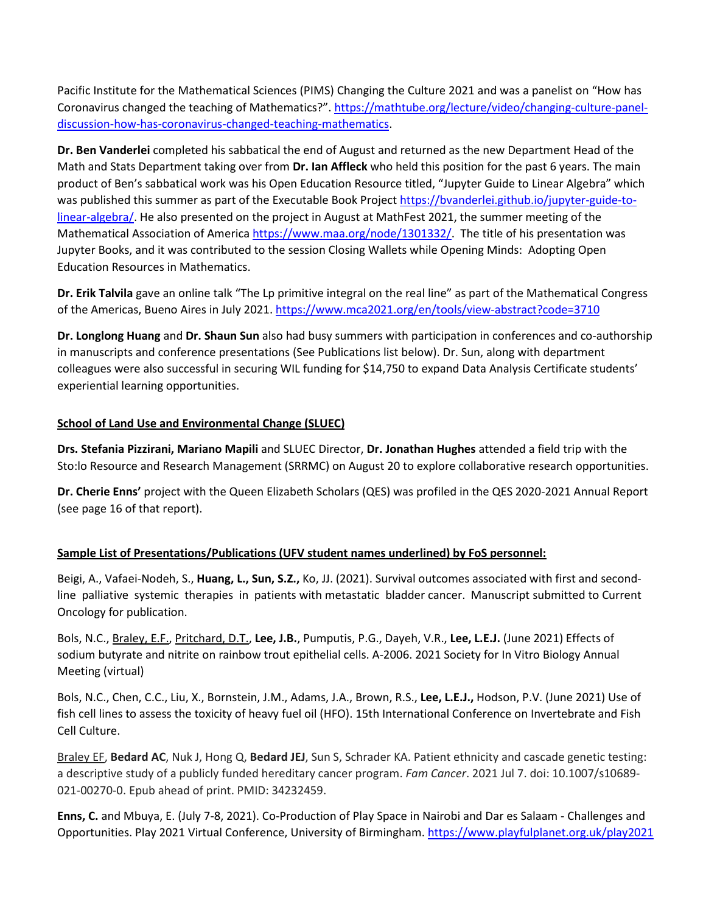Pacific Institute for the Mathematical Sciences (PIMS) Changing the Culture 2021 and was a panelist on "How has Coronavirus changed the teaching of Mathematics?". https://mathtube.org/lecture/video/changing-culture-panel-discussion-how-has-coronavirus-changed-teaching-mathematics.

**Dr. Ben Vanderlei** completed his sabbatical the end of August and returned as the new Department Head of the Math and Stats Department taking over from **Dr. Ian Affleck** who held this position for the past 6 years. The main product of Ben's sabbatical work was his Open Education Resource titled, "Jupyter Guide to Linear Algebra" which was published this summer as part of the Executable Book Project https://bvanderlei.github.io/jupyter-guide-to-linear-algebra/. He also presented on the project in August at MathFest 2021, the summer meeting of the Mathematical Association of America https://www.maa.org/node/1301332/. The title of his presentation was Jupyter Books, and it was contributed to the session Closing Wallets while Opening Minds: Adopting Open Education Resources in Mathematics.

**Dr. Erik Talvila** gave an online talk "The Lp primitive integral on the real line" as part of the Mathematical Congress of the Americas, Bueno Aires in July 2021. https://www.mca2021.org/en/tools/view-abstract?code=3710

**Dr. Longlong Huang** and **Dr. Shaun Sun** also had busy summers with participation in conferences and co-authorship in manuscripts and conference presentations (See Publications list below). Dr. Sun, along with department colleagues were also successful in securing WIL funding for $14,750 to expand Data Analysis Certificate students' experiential learning opportunities.

**<u>School of Land Use and Environmental Change (SLUEC)</u>**

**Drs. Stefania Pizzirani, Mariano Mapili** and SLUEC Director, **Dr. Jonathan Hughes** attended a field trip with the Sto:lo Resource and Research Management (SRRMC) on August 20 to explore collaborative research opportunities.

**Dr. Cherie Enns'** project with the Queen Elizabeth Scholars (QES) was profiled in the QES 2020-2021 Annual Report (see page 16 of that report).

**<u>Sample List of Presentations/Publications (UFV student names underlined) by FoS personnel:</u>**

Beigi, A., Vafaei-Nodeh, S., **Huang, L., Sun, S.Z.,** Ko, JJ. (2021). Survival outcomes associated with first and second-line palliative systemic therapies in patients with metastatic bladder cancer. Manuscript submitted to Current Oncology for publication.

Bols, N.C., <u>Braley, E.F.</u>, <u>Pritchard, D.T.</u>, **Lee, J.B.**, Pumputis, P.G., Dayeh, V.R., **Lee, L.E.J.** (June 2021) Effects of sodium butyrate and nitrite on rainbow trout epithelial cells. A-2006. 2021 Society for In Vitro Biology Annual Meeting (virtual)

Bols, N.C., Chen, C.C., Liu, X., Bornstein, J.M., Adams, J.A., Brown, R.S., **Lee, L.E.J.,** Hodson, P.V. (June 2021) Use of fish cell lines to assess the toxicity of heavy fuel oil (HFO). 15th International Conference on Invertebrate and Fish Cell Culture.

<u>Braley EF</u>, **Bedard AC**, Nuk J, Hong Q, **Bedard JEJ**, Sun S, Schrader KA. Patient ethnicity and cascade genetic testing: a descriptive study of a publicly funded hereditary cancer program. *Fam Cancer*. 2021 Jul 7. doi: 10.1007/s10689-021-00270-0. Epub ahead of print. PMID: 34232459.

**Enns, C.** and Mbuya, E. (July 7-8, 2021). Co-Production of Play Space in Nairobi and Dar es Salaam - Challenges and Opportunities. Play 2021 Virtual Conference, University of Birmingham. https://www.playfulplanet.org.uk/play2021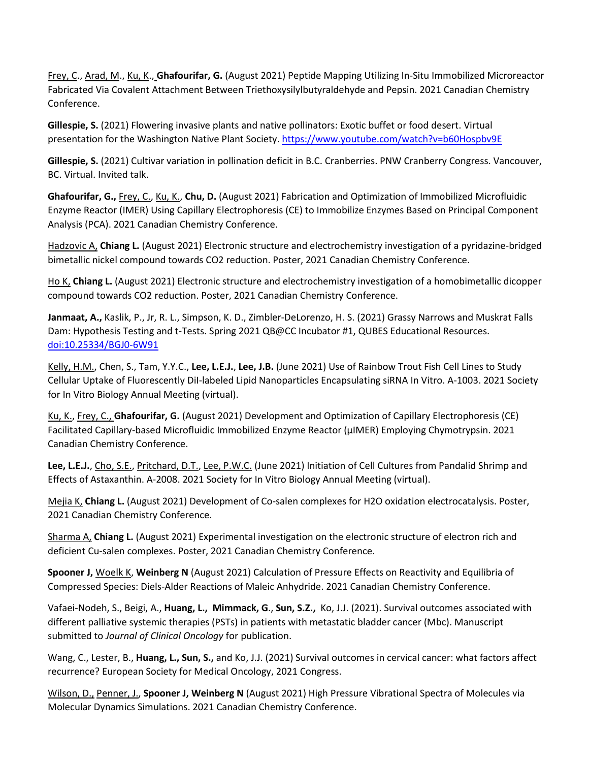Frey, C., Arad, M., Ku, K., **Ghafourifar, G.** (August 2021) Peptide Mapping Utilizing In-Situ Immobilized Microreactor Fabricated Via Covalent Attachment Between Triethoxysilylbutyraldehyde and Pepsin. 2021 Canadian Chemistry Conference.

**Gillespie, S.** (2021) Flowering invasive plants and native pollinators: Exotic buffet or food desert. Virtual presentation for the Washington Native Plant Society. https://www.youtube.com/watch?v=b60Hospbv9E

**Gillespie, S.** (2021) Cultivar variation in pollination deficit in B.C. Cranberries. PNW Cranberry Congress. Vancouver, BC. Virtual. Invited talk.

**Ghafourifar, G.,** Frey, C., Ku, K., **Chu, D.** (August 2021) Fabrication and Optimization of Immobilized Microfluidic Enzyme Reactor (IMER) Using Capillary Electrophoresis (CE) to Immobilize Enzymes Based on Principal Component Analysis (PCA). 2021 Canadian Chemistry Conference.

Hadzovic A, **Chiang L.** (August 2021) Electronic structure and electrochemistry investigation of a pyridazine-bridged bimetallic nickel compound towards CO2 reduction. Poster, 2021 Canadian Chemistry Conference.

Ho K, **Chiang L.** (August 2021) Electronic structure and electrochemistry investigation of a homobimetallic dicopper compound towards CO2 reduction. Poster, 2021 Canadian Chemistry Conference.

**Janmaat, A.,** Kaslik, P., Jr, R. L., Simpson, K. D., Zimbler-DeLorenzo, H. S. (2021) Grassy Narrows and Muskrat Falls Dam: Hypothesis Testing and t-Tests. Spring 2021 QB@CC Incubator #1, QUBES Educational Resources. doi:10.25334/BGJ0-6W91

Kelly, H.M., Chen, S., Tam, Y.Y.C., **Lee, L.E.J.**, **Lee, J.B.** (June 2021) Use of Rainbow Trout Fish Cell Lines to Study Cellular Uptake of Fluorescently DiI-labeled Lipid Nanoparticles Encapsulating siRNA In Vitro. A-1003. 2021 Society for In Vitro Biology Annual Meeting (virtual).

Ku, K., Frey, C., **Ghafourifar, G.** (August 2021) Development and Optimization of Capillary Electrophoresis (CE) Facilitated Capillary-based Microfluidic Immobilized Enzyme Reactor (µIMER) Employing Chymotrypsin. 2021 Canadian Chemistry Conference.

**Lee, L.E.J.**, Cho, S.E., Pritchard, D.T., Lee, P.W.C. (June 2021) Initiation of Cell Cultures from Pandalid Shrimp and Effects of Astaxanthin. A-2008. 2021 Society for In Vitro Biology Annual Meeting (virtual).

Mejia K, **Chiang L.** (August 2021) Development of Co-salen complexes for H2O oxidation electrocatalysis. Poster, 2021 Canadian Chemistry Conference.

Sharma A, **Chiang L.** (August 2021) Experimental investigation on the electronic structure of electron rich and deficient Cu-salen complexes. Poster, 2021 Canadian Chemistry Conference.

**Spooner J,** Woelk K, **Weinberg N** (August 2021) Calculation of Pressure Effects on Reactivity and Equilibria of Compressed Species: Diels-Alder Reactions of Maleic Anhydride. 2021 Canadian Chemistry Conference.

Vafaei-Nodeh, S., Beigi, A., **Huang, L., Mimmack, G**., **Sun, S.Z.,** Ko, J.J. (2021). Survival outcomes associated with different palliative systemic therapies (PSTs) in patients with metastatic bladder cancer (Mbc). Manuscript submitted to *Journal of Clinical Oncology* for publication.

Wang, C., Lester, B., **Huang, L., Sun, S.,** and Ko, J.J. (2021) Survival outcomes in cervical cancer: what factors affect recurrence? European Society for Medical Oncology, 2021 Congress.

Wilson, D., Penner, J., **Spooner J, Weinberg N** (August 2021) High Pressure Vibrational Spectra of Molecules via Molecular Dynamics Simulations. 2021 Canadian Chemistry Conference.